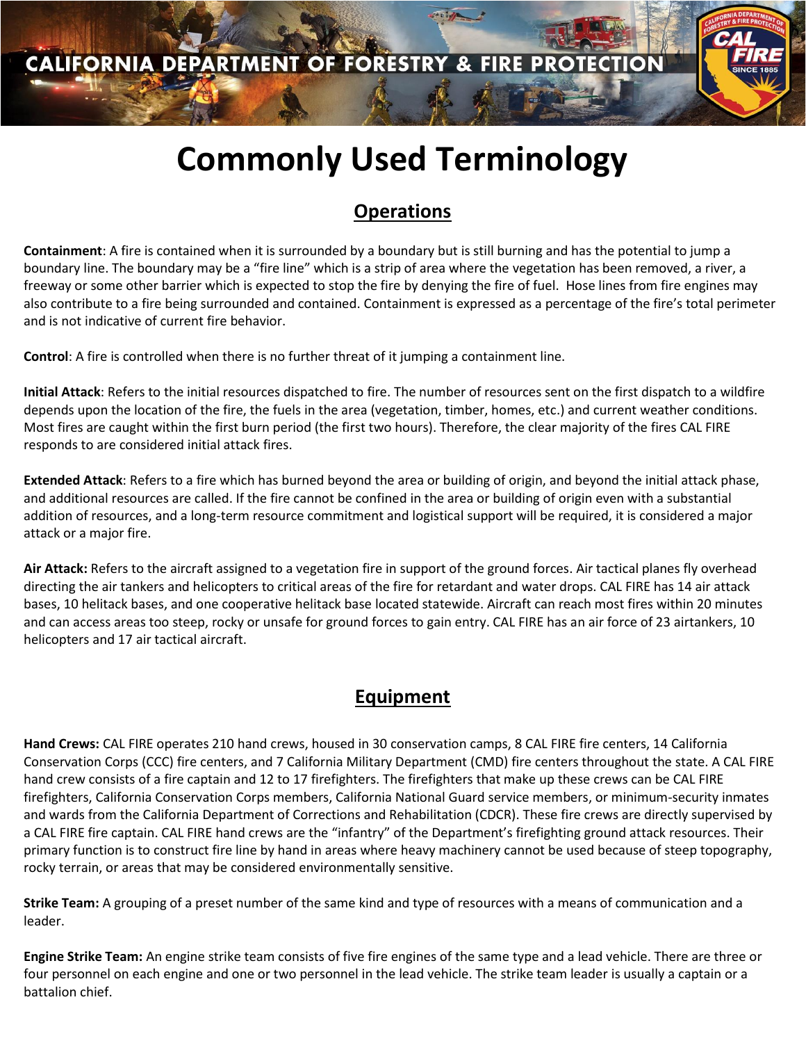CALIFORNIA DEPARTMENT OF FORESTRY & FIRE PROTECTION

# Commonly Used Terminology

## Operations

**Containment**: A fire is contained when it is surrounded by a boundary but is still burning and has the potential to jump a boundary line. The boundary may be a "fire line" which is a strip of area where the vegetation has been removed, a river, a freeway or some other barrier which is expected to stop the fire by denying the fire of fuel. Hose lines from fire engines may also contribute to a fire being surrounded and contained. Containment is expressed as a percentage of the fire's total perimeter and is not indicative of current fire behavior.

**Control**: A fire is controlled when there is no further threat of it jumping a containment line.

**Initial Attack**: Refers to the initial resources dispatched to fire. The number of resources sent on the first dispatch to a wildfire depends upon the location of the fire, the fuels in the area (vegetation, timber, homes, etc.) and current weather conditions. Most fires are caught within the first burn period (the first two hours). Therefore, the clear majority of the fires CAL FIRE responds to are considered initial attack fires.

**Extended Attack**: Refers to a fire which has burned beyond the area or building of origin, and beyond the initial attack phase, and additional resources are called. If the fire cannot be confined in the area or building of origin even with a substantial addition of resources, and a long-term resource commitment and logistical support will be required, it is considered a major attack or a major fire.

**Air Attack:** Refers to the aircraft assigned to a vegetation fire in support of the ground forces. Air tactical planes fly overhead directing the air tankers and helicopters to critical areas of the fire for retardant and water drops. CAL FIRE has 14 air attack bases, 10 helitack bases, and one cooperative helitack base located statewide. Aircraft can reach most fires within 20 minutes and can access areas too steep, rocky or unsafe for ground forces to gain entry. CAL FIRE has an air force of 23 airtankers, 10 helicopters and 17 air tactical aircraft.

## Equipment

**Hand Crews:** CAL FIRE operates 210 hand crews, housed in 30 conservation camps, 8 CAL FIRE fire centers, 14 California Conservation Corps (CCC) fire centers, and 7 California Military Department (CMD) fire centers throughout the state. A CAL FIRE hand crew consists of a fire captain and 12 to 17 firefighters. The firefighters that make up these crews can be CAL FIRE firefighters, California Conservation Corps members, California National Guard service members, or minimum-security inmates and wards from the California Department of Corrections and Rehabilitation (CDCR). These fire crews are directly supervised by a CAL FIRE fire captain. CAL FIRE hand crews are the "infantry" of the Department's firefighting ground attack resources. Their primary function is to construct fire line by hand in areas where heavy machinery cannot be used because of steep topography, rocky terrain, or areas that may be considered environmentally sensitive.

**Strike Team:** A grouping of a preset number of the same kind and type of resources with a means of communication and a leader.

**Engine Strike Team:** An engine strike team consists of five fire engines of the same type and a lead vehicle. There are three or four personnel on each engine and one or two personnel in the lead vehicle. The strike team leader is usually a captain or a battalion chief.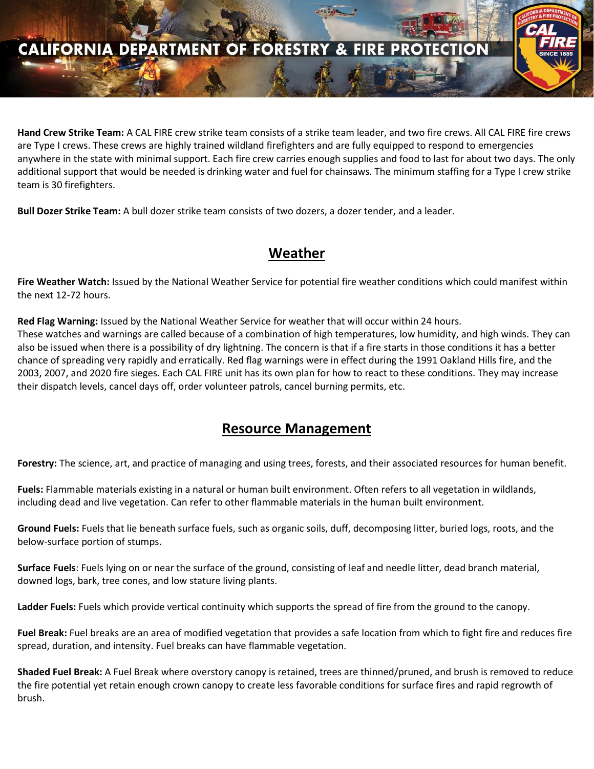**Hand Crew Strike Team:** A CAL FIRE crew strike team consists of a strike team leader, and two fire crews. All CAL FIRE fire crews are Type I crews. These crews are highly trained wildland firefighters and are fully equipped to respond to emergencies anywhere in the state with minimal support. Each fire crew carries enough supplies and food to last for about two days. The only additional support that would be needed is drinking water and fuel for chainsaws. The minimum staffing for a Type I crew strike team is 30 firefighters.

**Bull Dozer Strike Team:** A bull dozer strike team consists of two dozers, a dozer tender, and a leader.

## Weather

**Fire Weather Watch:** Issued by the National Weather Service for potential fire weather conditions which could manifest within the next 12-72 hours.

**Red Flag Warning:** Issued by the National Weather Service for weather that will occur within 24 hours.
These watches and warnings are called because of a combination of high temperatures, low humidity, and high winds. They can also be issued when there is a possibility of dry lightning. The concern is that if a fire starts in those conditions it has a better chance of spreading very rapidly and erratically. Red flag warnings were in effect during the 1991 Oakland Hills fire, and the 2003, 2007, and 2020 fire sieges. Each CAL FIRE unit has its own plan for how to react to these conditions. They may increase their dispatch levels, cancel days off, order volunteer patrols, cancel burning permits, etc.

## Resource Management

**Forestry:** The science, art, and practice of managing and using trees, forests, and their associated resources for human benefit.

**Fuels:** Flammable materials existing in a natural or human built environment. Often refers to all vegetation in wildlands, including dead and live vegetation. Can refer to other flammable materials in the human built environment.

**Ground Fuels:** Fuels that lie beneath surface fuels, such as organic soils, duff, decomposing litter, buried logs, roots, and the below-surface portion of stumps.

**Surface Fuels**: Fuels lying on or near the surface of the ground, consisting of leaf and needle litter, dead branch material, downed logs, bark, tree cones, and low stature living plants.

**Ladder Fuels:** Fuels which provide vertical continuity which supports the spread of fire from the ground to the canopy.

**Fuel Break:** Fuel breaks are an area of modified vegetation that provides a safe location from which to fight fire and reduces fire spread, duration, and intensity. Fuel breaks can have flammable vegetation.

**Shaded Fuel Break:** A Fuel Break where overstory canopy is retained, trees are thinned/pruned, and brush is removed to reduce the fire potential yet retain enough crown canopy to create less favorable conditions for surface fires and rapid regrowth of brush.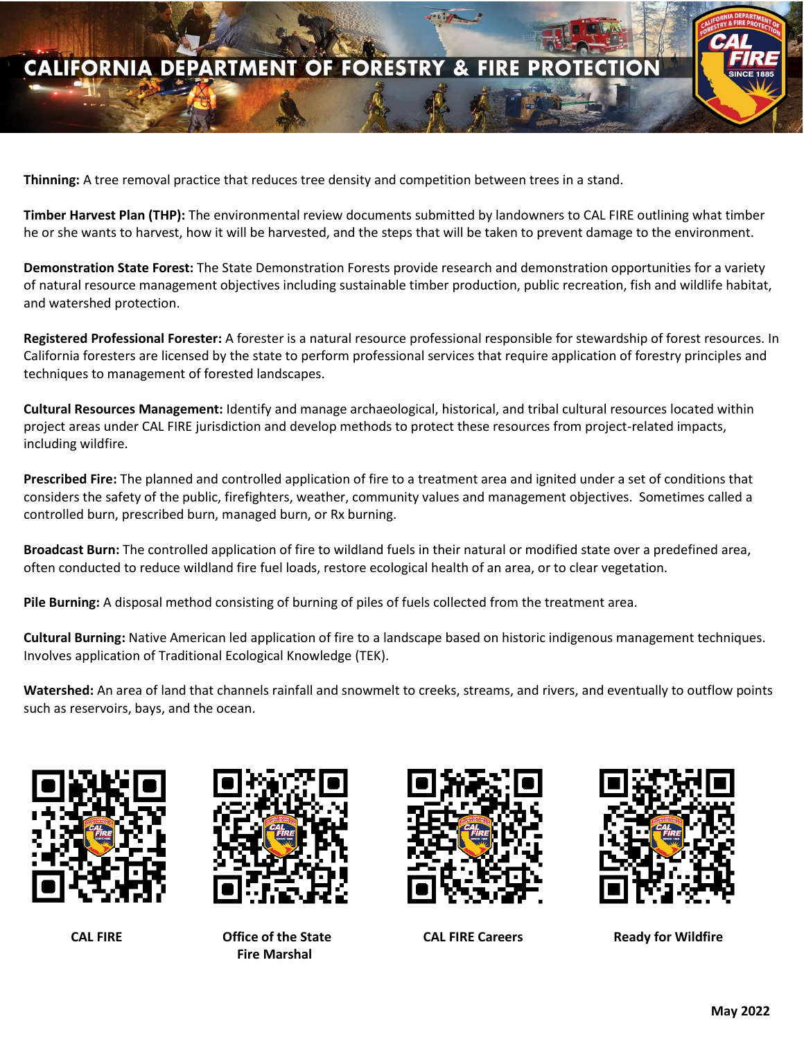**Thinning:** A tree removal practice that reduces tree density and competition between trees in a stand.

**Timber Harvest Plan (THP):** The environmental review documents submitted by landowners to CAL FIRE outlining what timber he or she wants to harvest, how it will be harvested, and the steps that will be taken to prevent damage to the environment.

**Demonstration State Forest:** The State Demonstration Forests provide research and demonstration opportunities for a variety of natural resource management objectives including sustainable timber production, public recreation, fish and wildlife habitat, and watershed protection.

**Registered Professional Forester:** A forester is a natural resource professional responsible for stewardship of forest resources. In California foresters are licensed by the state to perform professional services that require application of forestry principles and techniques to management of forested landscapes.

**Cultural Resources Management:** Identify and manage archaeological, historical, and tribal cultural resources located within project areas under CAL FIRE jurisdiction and develop methods to protect these resources from project-related impacts, including wildfire.

**Prescribed Fire:** The planned and controlled application of fire to a treatment area and ignited under a set of conditions that considers the safety of the public, firefighters, weather, community values and management objectives. Sometimes called a controlled burn, prescribed burn, managed burn, or Rx burning.

**Broadcast Burn:** The controlled application of fire to wildland fuels in their natural or modified state over a predefined area, often conducted to reduce wildland fire fuel loads, restore ecological health of an area, or to clear vegetation.

**Pile Burning:** A disposal method consisting of burning of piles of fuels collected from the treatment area.

**Cultural Burning:** Native American led application of fire to a landscape based on historic indigenous management techniques. Involves application of Traditional Ecological Knowledge (TEK).

**Watershed:** An area of land that channels rainfall and snowmelt to creeks, streams, and rivers, and eventually to outflow points such as reservoirs, bays, and the ocean.

**CAL FIRE**

**Office of the State Fire Marshal**

**CAL FIRE Careers**

**Ready for Wildfire**

**May 2022**